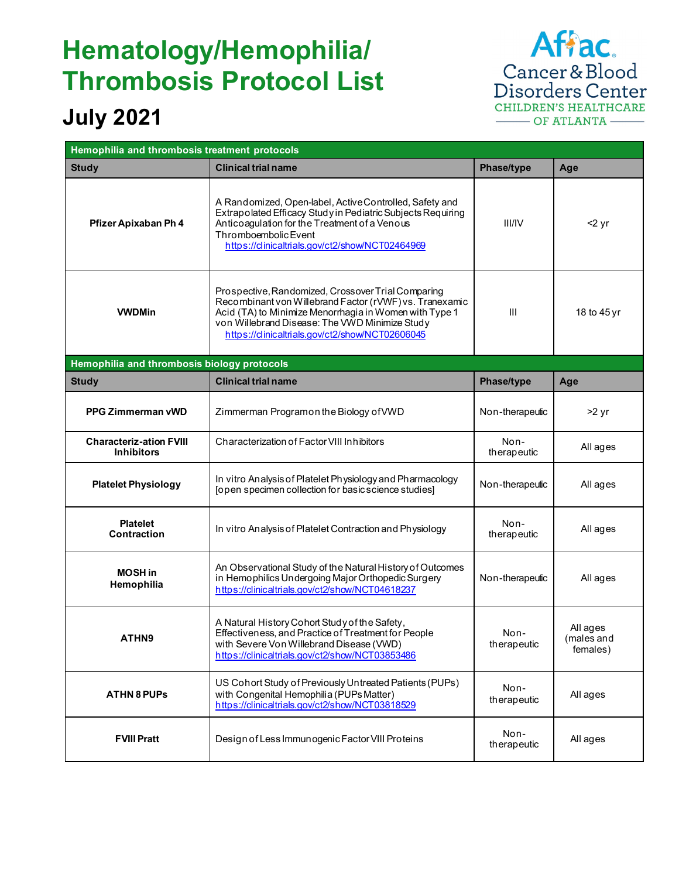# Hematology/Hemophilia/ Thrombosis Protocol List

## July 2021

Aflac Cancer & Blood Disorders Center
CHILDREN'S HEALTHCARE OF ATLANTA

| Hemophilia and thrombosis treatment protocols | | | |
|---|---|---|---|
| **Study** | **Clinical trial name** | **Phase/type** | **Age** |
| **Pfizer Apixaban Ph 4** | A Randomized, Open-label, Active Controlled, Safety and Extrapolated Efficacy Study in Pediatric Subjects Requiring Anticoagulation for the Treatment of a Venous Thromboembolic Event https://clinicaltrials.gov/ct2/show/NCT02464969 | III/IV | <2 yr |
| **VWDMin** | Prospective, Randomized, Crossover Trial Comparing Recombinant von Willebrand Factor (rVWF) vs. Tranexamic Acid (TA) to Minimize Menorrhagia in Women with Type 1 von Willebrand Disease: The VWD Minimize Study https://clinicaltrials.gov/ct2/show/NCT02606045 | III | 18 to 45 yr |

| Hemophilia and thrombosis biology protocols | | | |
|---|---|---|---|
| **Study** | **Clinical trial name** | **Phase/type** | **Age** |
| **PPG Zimmerman vWD** | Zimmerman Program on the Biology of VWD | Non-therapeutic | >2 yr |
| **Characteriz-ation FVIII Inhibitors** | Characterization of Factor VIII Inhibitors | Non-therapeutic | All ages |
| **Platelet Physiology** | In vitro Analysis of Platelet Physiology and Pharmacology [open specimen collection for basic science studies] | Non-therapeutic | All ages |
| **Platelet Contraction** | In vitro Analysis of Platelet Contraction and Physiology | Non-therapeutic | All ages |
| **MOSH in Hemophilia** | An Observational Study of the Natural History of Outcomes in Hemophilics Undergoing Major Orthopedic Surgery https://clinicaltrials.gov/ct2/show/NCT04618237 | Non-therapeutic | All ages |
| **ATHN9** | A Natural History Cohort Study of the Safety, Effectiveness, and Practice of Treatment for People with Severe Von Willebrand Disease (VWD) https://clinicaltrials.gov/ct2/show/NCT03853486 | Non-therapeutic | All ages (males and females) |
| **ATHN 8 PUPs** | US Cohort Study of Previously Untreated Patients (PUPs) with Congenital Hemophilia (PUPs Matter) https://clinicaltrials.gov/ct2/show/NCT03818529 | Non-therapeutic | All ages |
| **FVIII Pratt** | Design of Less Immunogenic Factor VIII Proteins | Non-therapeutic | All ages |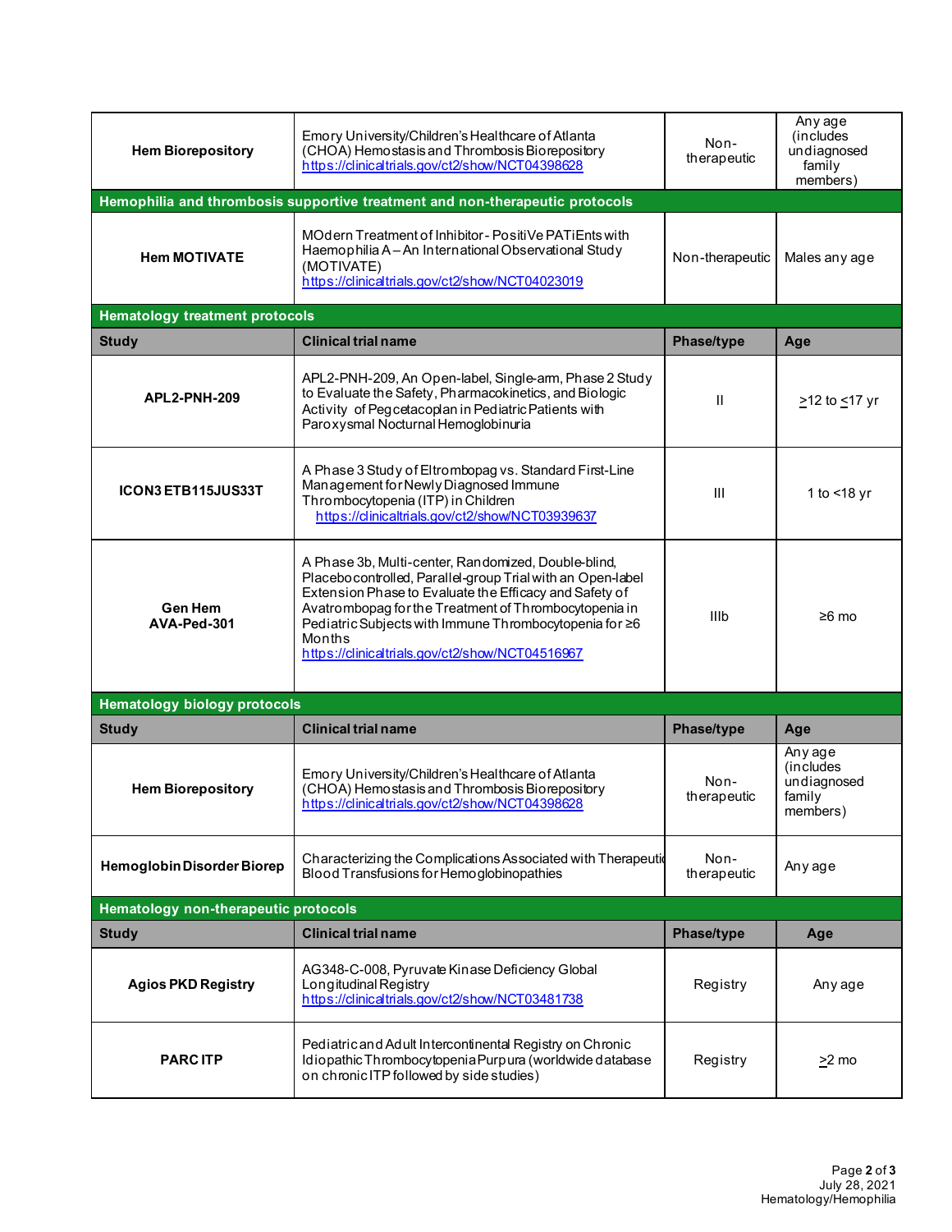| | | | |
|---|---|---|---|
| **Hem Biorepository** | Emory University/Children's Healthcare of Atlanta (CHOA) Hemostasis and Thrombosis Biorepository https://clinicaltrials.gov/ct2/show/NCT04398628 | Non-therapeutic | Any age (includes undiagnosed family members) |

**Hemophilia and thrombosis supportive treatment and non-therapeutic protocols**

| | | | |
|---|---|---|---|
| **Hem MOTIVATE** | MOdern Treatment of Inhibitor- PositiVe PATiEnts with Haemophilia A – An International Observational Study (MOTIVATE) https://clinicaltrials.gov/ct2/show/NCT04023019 | Non-therapeutic | Males any age |

**Hematology treatment protocols**

| Study | Clinical trial name | Phase/type | Age |
|---|---|---|---|
| **APL2-PNH-209** | APL2-PNH-209, An Open-label, Single-arm, Phase 2 Study to Evaluate the Safety, Pharmacokinetics, and Biologic Activity of Pegcetacoplan in Pediatric Patients with Paroxysmal Nocturnal Hemoglobinuria | II | ≥12 to ≤17 yr |
| **ICON3 ETB115JUS33T** | A Phase 3 Study of Eltrombopag vs. Standard First-Line Management for Newly Diagnosed Immune Thrombocytopenia (ITP) in Children https://clinicaltrials.gov/ct2/show/NCT03939637 | III | 1 to <18 yr |
| **Gen Hem AVA-Ped-301** | A Phase 3b, Multi-center, Randomized, Double-blind, Placebo controlled, Parallel-group Trial with an Open-label Extension Phase to Evaluate the Efficacy and Safety of Avatrombopag for the Treatment of Thrombocytopenia in Pediatric Subjects with Immune Thrombocytopenia for ≥6 Months https://clinicaltrials.gov/ct2/show/NCT04516967 | IIIb | ≥6 mo |

**Hematology biology protocols**

| Study | Clinical trial name | Phase/type | Age |
|---|---|---|---|
| **Hem Biorepository** | Emory University/Children's Healthcare of Atlanta (CHOA) Hemostasis and Thrombosis Biorepository https://clinicaltrials.gov/ct2/show/NCT04398628 | Non-therapeutic | Any age (includes undiagnosed family members) |
| **Hemoglobin Disorder Biorep** | Characterizing the Complications Associated with Therapeutic Blood Transfusions for Hemoglobinopathies | Non-therapeutic | Any age |

**Hematology non-therapeutic protocols**

| Study | Clinical trial name | Phase/type | Age |
|---|---|---|---|
| **Agios PKD Registry** | AG348-C-008, Pyruvate Kinase Deficiency Global Longitudinal Registry https://clinicaltrials.gov/ct2/show/NCT03481738 | Registry | Any age |
| **PARC ITP** | Pediatric and Adult Intercontinental Registry on Chronic Idiopathic Thrombocytopenia Purpura (worldwide database on chronic ITP followed by side studies) | Registry | ≥2 mo |

July 28, 2021
Hematology/Hemophilia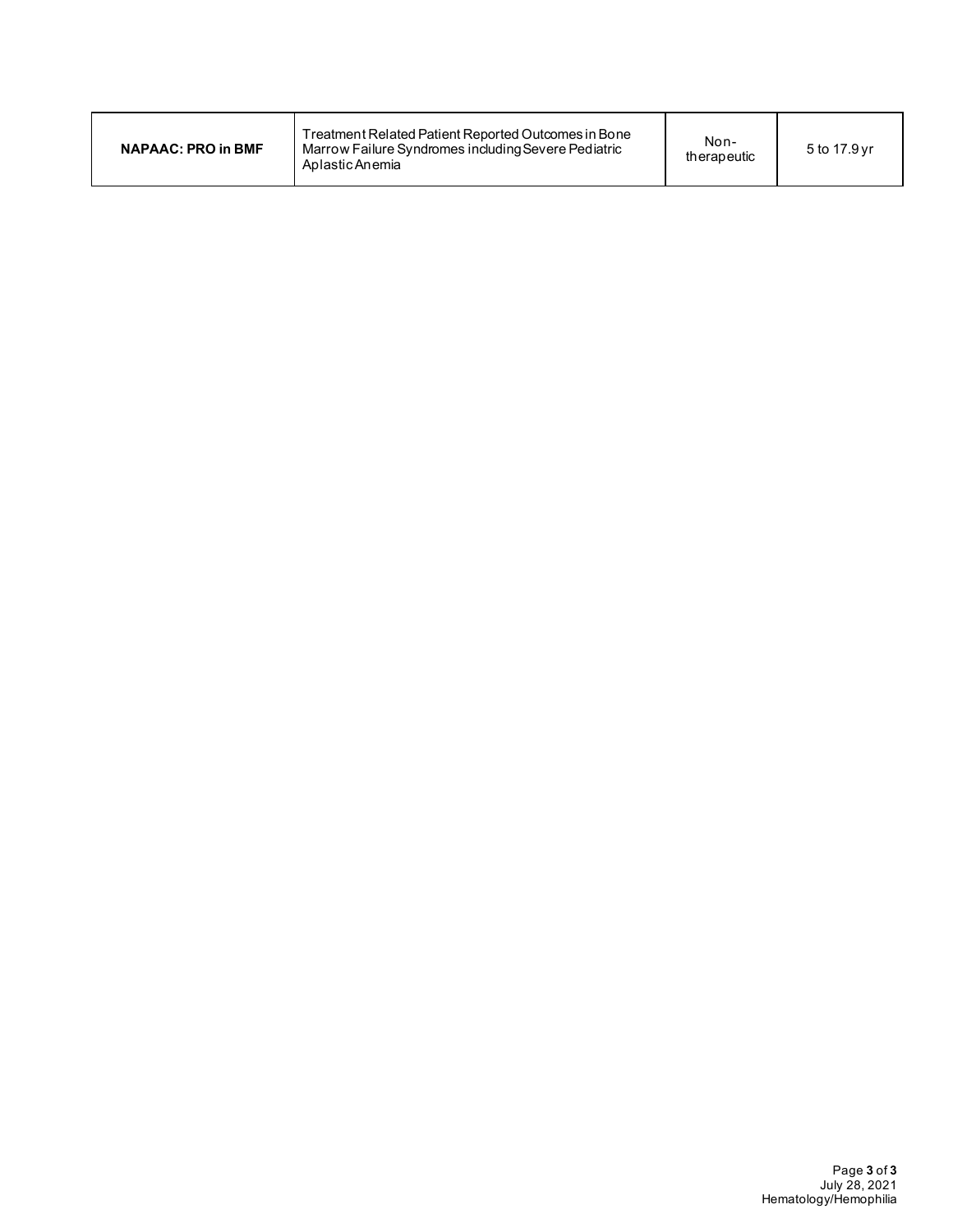| | | | |
|---|---|---|---|
| **NAPAAC: PRO in BMF** | Treatment Related Patient Reported Outcomes in Bone Marrow Failure Syndromes including Severe Pediatric Aplastic Anemia | Non-therapeutic | 5 to 17.9 yr |